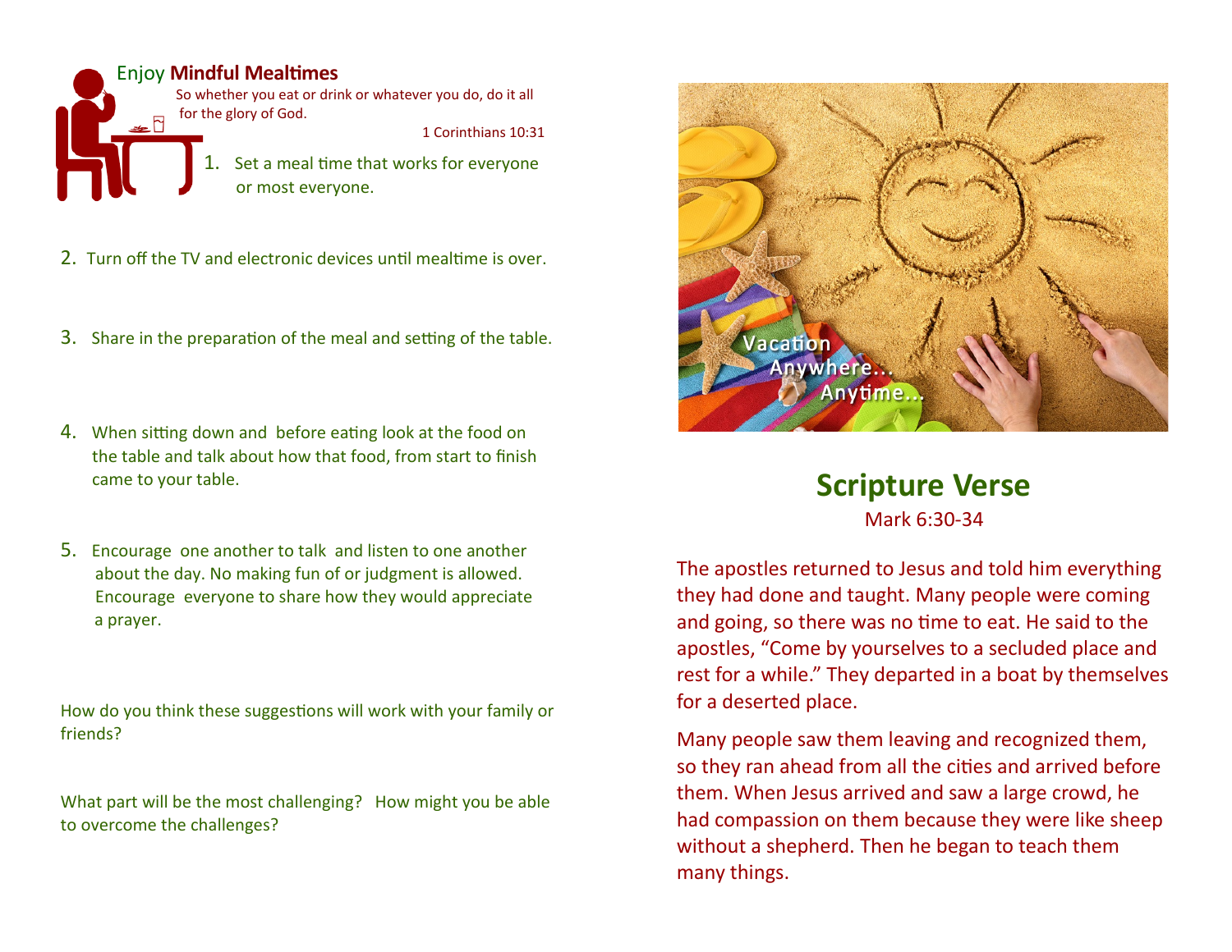## Enjoy **Mindful Mealtimes**

So whether you eat or drink or whatever you do, do it all for the glory of God.

1 Corinthians 10:31

1. Set a meal time that works for everyone or most everyone.
2. Turn off the TV and electronic devices until mealtime is over.
3. Share in the preparation of the meal and setting of the table.
4. When sitting down and before eating look at the food on the table and talk about how that food, from start to finish came to your table.
5. Encourage one another to talk and listen to one another about the day. No making fun of or judgment is allowed. Encourage everyone to share how they would appreciate a prayer.

How do you think these suggestions will work with your family or friends?

What part will be the most challenging? How might you be able to overcome the challenges?

Vacation Anywhere... Anytime...

## Scripture Verse

Mark 6:30-34

The apostles returned to Jesus and told him everything they had done and taught. Many people were coming and going, so there was no time to eat. He said to the apostles, "Come by yourselves to a secluded place and rest for a while." They departed in a boat by themselves for a deserted place.

Many people saw them leaving and recognized them, so they ran ahead from all the cities and arrived before them. When Jesus arrived and saw a large crowd, he had compassion on them because they were like sheep without a shepherd. Then he began to teach them many things.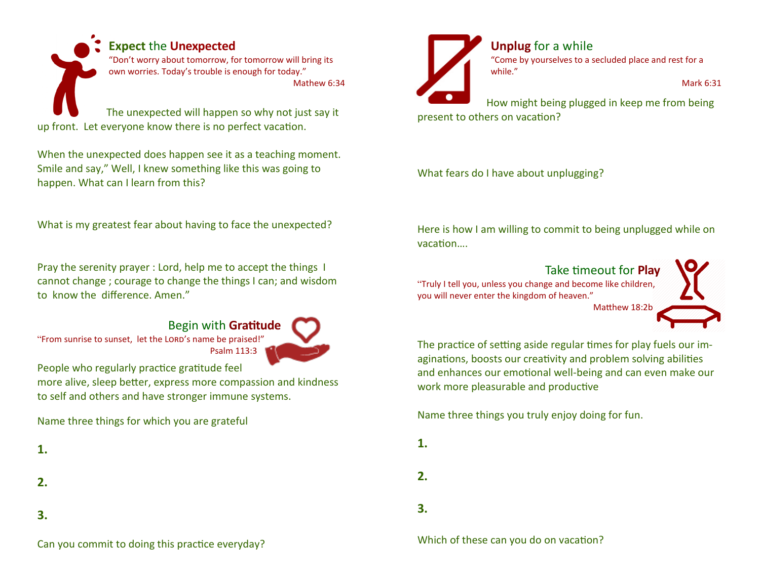## **Expect** the **Unexpected**

"Don't worry about tomorrow, for tomorrow will bring its own worries. Today's trouble is enough for today."

Mathew 6:34

The unexpected will happen so why not just say it up front. Let everyone know there is no perfect vacation.

When the unexpected does happen see it as a teaching moment. Smile and say," Well, I knew something like this was going to happen. What can I learn from this?

What is my greatest fear about having to face the unexpected?

Pray the serenity prayer : Lord, help me to accept the things I cannot change ; courage to change the things I can; and wisdom to know the difference. Amen."

## Begin with **Gratitude**

"From sunrise to sunset, let the LORD's name be praised!"

Psalm 113:3

People who regularly practice gratitude feel more alive, sleep better, express more compassion and kindness to self and others and have stronger immune systems.

Name three things for which you are grateful

**1.**

**2.**

**3.**

Can you commit to doing this practice everyday?

## **Unplug** for a while

"Come by yourselves to a secluded place and rest for a while."

Mark 6:31

How might being plugged in keep me from being present to others on vacation?

What fears do I have about unplugging?

Here is how I am willing to commit to being unplugged while on vacation….

## Take timeout for **Play**

"Truly I tell you, unless you change and become like children, you will never enter the kingdom of heaven."

Matthew 18:2b

The practice of setting aside regular times for play fuels our imaginations, boosts our creativity and problem solving abilities and enhances our emotional well-being and can even make our work more pleasurable and productive

Name three things you truly enjoy doing for fun.

**1.**

**2.**

**3.**

Which of these can you do on vacation?